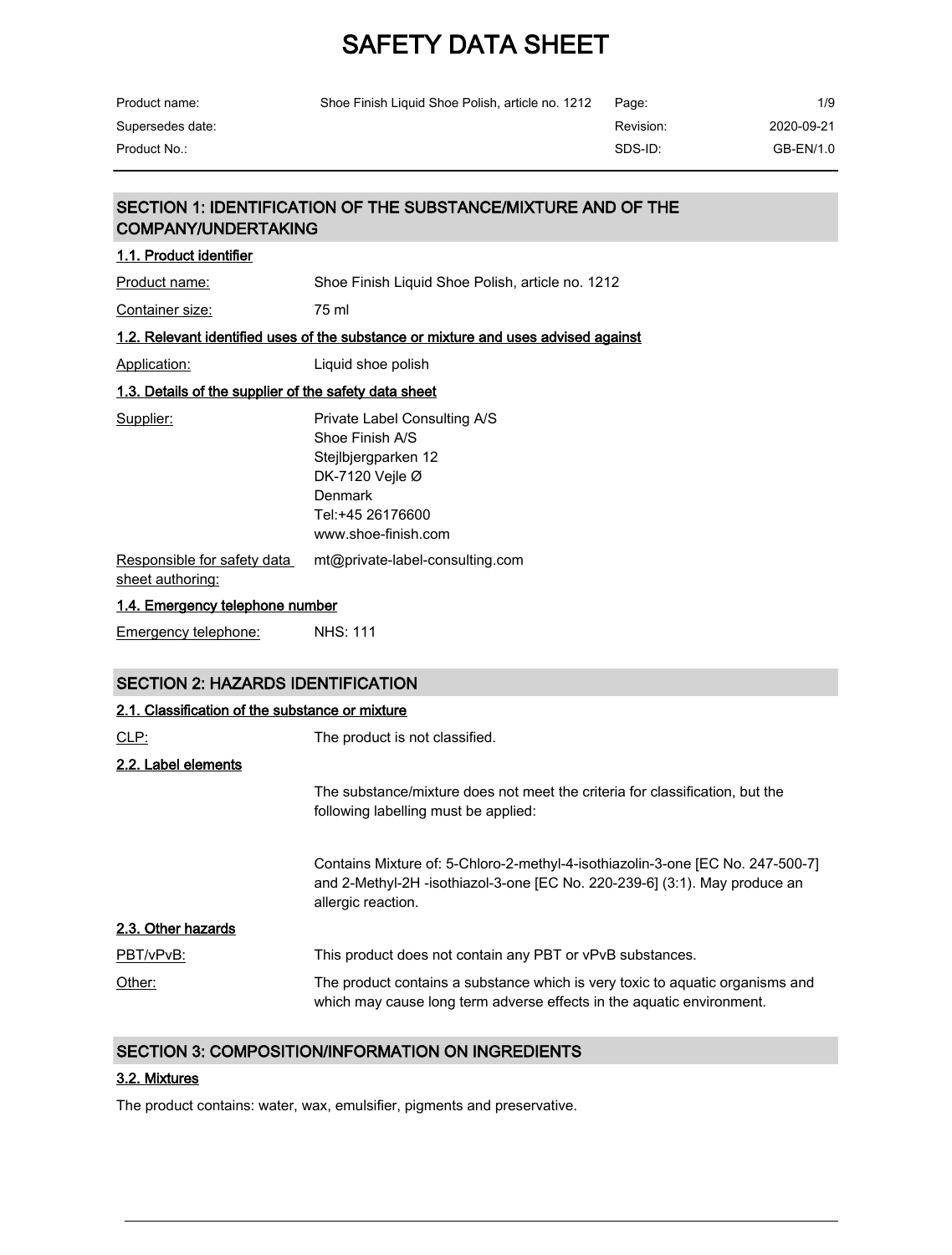# SAFETY DATA SHEET

| Product name: | Shoe Finish Liquid Shoe Polish, article no. 1212 | Page: | 1/9 |
|---|---|---|---|
| Supersedes date: | | Revision: | 2020-09-21 |
| Product No.: | | SDS-ID: | GB-EN/1.0 |

## SECTION 1: IDENTIFICATION OF THE SUBSTANCE/MIXTURE AND OF THE COMPANY/UNDERTAKING

### 1.1. Product identifier

Product name: Shoe Finish Liquid Shoe Polish, article no. 1212

Container size: 75 ml

### 1.2. Relevant identified uses of the substance or mixture and uses advised against

Application: Liquid shoe polish

### 1.3. Details of the supplier of the safety data sheet

Supplier:
Private Label Consulting A/S
Shoe Finish A/S
Stejlbjergparken 12
DK-7120 Vejle Ø
Denmark
Tel:+45 26176600
www.shoe-finish.com

Responsible for safety data sheet authoring: mt@private-label-consulting.com

### 1.4. Emergency telephone number

Emergency telephone: NHS: 111

## SECTION 2: HAZARDS IDENTIFICATION

### 2.1. Classification of the substance or mixture

CLP: The product is not classified.

### 2.2. Label elements

The substance/mixture does not meet the criteria for classification, but the following labelling must be applied:

Contains Mixture of: 5-Chloro-2-methyl-4-isothiazolin-3-one [EC No. 247-500-7] and 2-Methyl-2H -isothiazol-3-one [EC No. 220-239-6] (3:1). May produce an allergic reaction.

### 2.3. Other hazards

PBT/vPvB: This product does not contain any PBT or vPvB substances.

Other: The product contains a substance which is very toxic to aquatic organisms and which may cause long term adverse effects in the aquatic environment.

## SECTION 3: COMPOSITION/INFORMATION ON INGREDIENTS

### 3.2. Mixtures

The product contains: water, wax, emulsifier, pigments and preservative.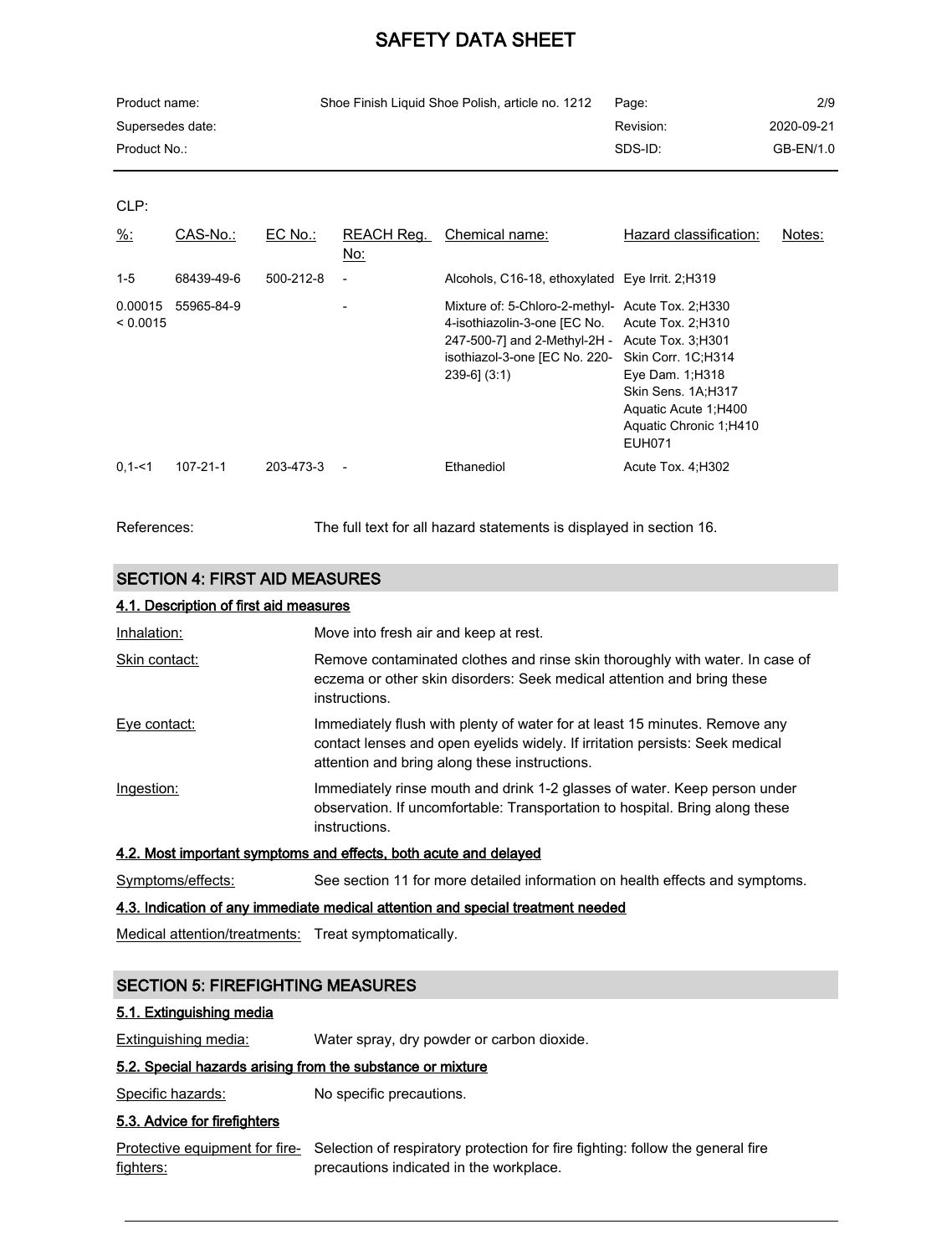CLP:

| %: | CAS-No.: | EC No.: | REACH Reg. No: | Chemical name: | Hazard classification: | Notes: |
|---|---|---|---|---|---|---|
| 1-5 | 68439-49-6 | 500-212-8 | - | Alcohols, C16-18, ethoxylated | Eye Irrit. 2;H319 | |
| 0.00015 < 0.0015 | 55965-84-9 | | - | Mixture of: 5-Chloro-2-methyl-4-isothiazolin-3-one [EC No. 247-500-7] and 2-Methyl-2H - isothiazol-3-one [EC No. 220-239-6] (3:1) | Acute Tox. 2;H330<br>Acute Tox. 2;H310<br>Acute Tox. 3;H301<br>Skin Corr. 1C;H314<br>Eye Dam. 1;H318<br>Skin Sens. 1A;H317<br>Aquatic Acute 1;H400<br>Aquatic Chronic 1;H410<br>EUH071 | |
| 0,1-<1 | 107-21-1 | 203-473-3 | - | Ethanediol | Acute Tox. 4;H302 | |

References: The full text for all hazard statements is displayed in section 16.

## SECTION 4: FIRST AID MEASURES

### 4.1. Description of first aid measures

Inhalation: Move into fresh air and keep at rest.

Skin contact: Remove contaminated clothes and rinse skin thoroughly with water. In case of eczema or other skin disorders: Seek medical attention and bring these instructions.

Eye contact: Immediately flush with plenty of water for at least 15 minutes. Remove any contact lenses and open eyelids widely. If irritation persists: Seek medical attention and bring along these instructions.

Ingestion: Immediately rinse mouth and drink 1-2 glasses of water. Keep person under observation. If uncomfortable: Transportation to hospital. Bring along these instructions.

### 4.2. Most important symptoms and effects, both acute and delayed

Symptoms/effects: See section 11 for more detailed information on health effects and symptoms.

### 4.3. Indication of any immediate medical attention and special treatment needed

Medical attention/treatments: Treat symptomatically.

## SECTION 5: FIREFIGHTING MEASURES

### 5.1. Extinguishing media

Extinguishing media: Water spray, dry powder or carbon dioxide.

### 5.2. Special hazards arising from the substance or mixture

Specific hazards: No specific precautions.

### 5.3. Advice for firefighters

Protective equipment for fire-fighters: Selection of respiratory protection for fire fighting: follow the general fire precautions indicated in the workplace.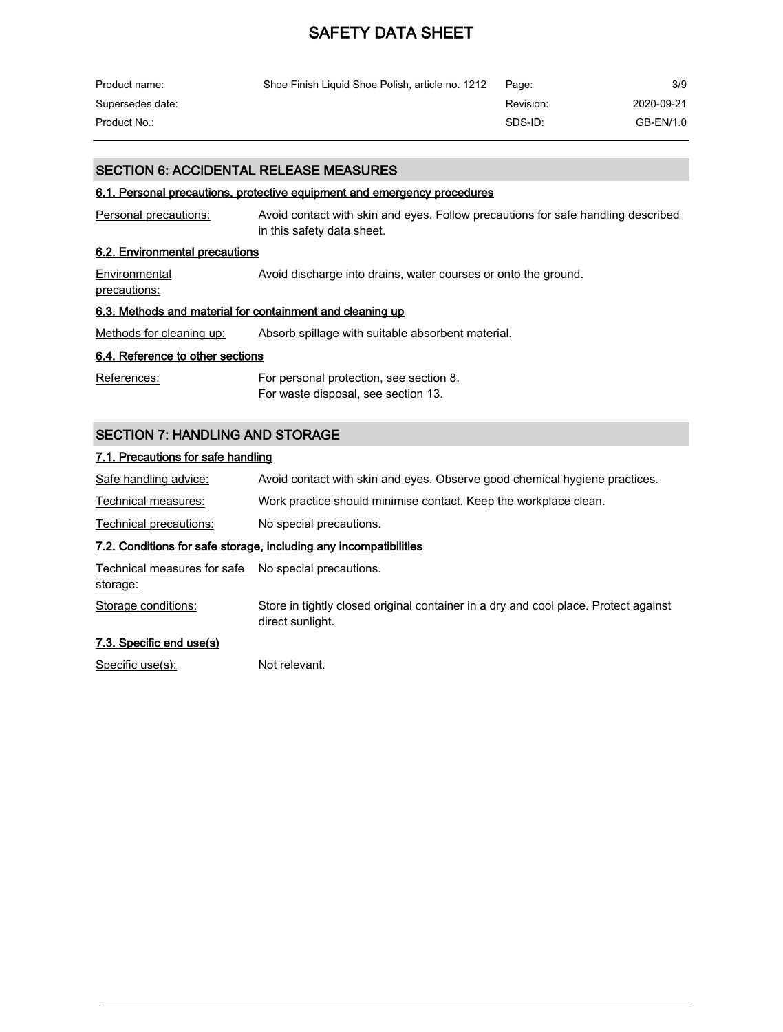## SECTION 6: ACCIDENTAL RELEASE MEASURES

### 6.1. Personal precautions, protective equipment and emergency procedures

Personal precautions: Avoid contact with skin and eyes. Follow precautions for safe handling described in this safety data sheet.

### 6.2. Environmental precautions

Environmental precautions: Avoid discharge into drains, water courses or onto the ground.

### 6.3. Methods and material for containment and cleaning up

Methods for cleaning up: Absorb spillage with suitable absorbent material.

### 6.4. Reference to other sections

References: For personal protection, see section 8.
For waste disposal, see section 13.

## SECTION 7: HANDLING AND STORAGE

### 7.1. Precautions for safe handling

Safe handling advice: Avoid contact with skin and eyes. Observe good chemical hygiene practices.

Technical measures: Work practice should minimise contact. Keep the workplace clean.

Technical precautions: No special precautions.

### 7.2. Conditions for safe storage, including any incompatibilities

Technical measures for safe storage: No special precautions.

Storage conditions: Store in tightly closed original container in a dry and cool place. Protect against direct sunlight.

### 7.3. Specific end use(s)

Specific use(s): Not relevant.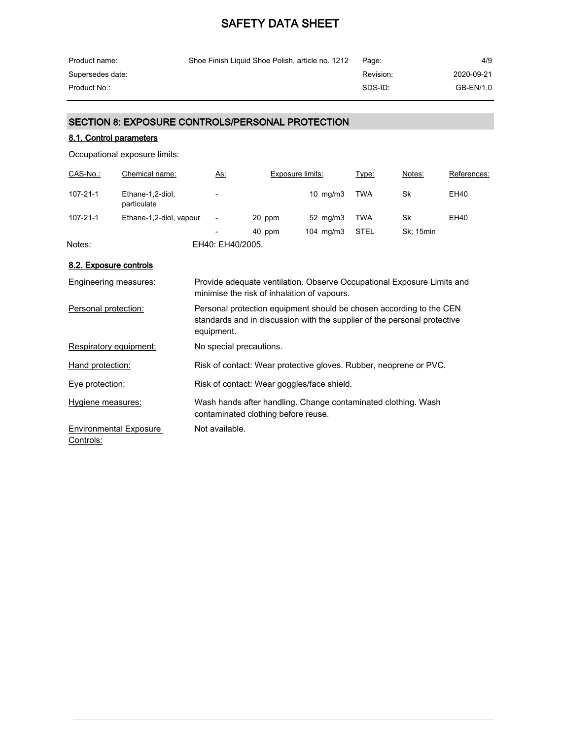## SECTION 8: EXPOSURE CONTROLS/PERSONAL PROTECTION

### 8.1. Control parameters

Occupational exposure limits:

| CAS-No.: | Chemical name: | As: | Exposure limits: | | Type: | Notes: | References: |
|---|---|---|---|---|---|---|---|
| 107-21-1 | Ethane-1,2-diol, particulate | - | | 10 mg/m3 | TWA | Sk | EH40 |
| 107-21-1 | Ethane-1,2-diol, vapour | - | 20 ppm | 52 mg/m3 | TWA | Sk | EH40 |
| | | - | 40 ppm | 104 mg/m3 | STEL | Sk; 15min | |

Notes: EH40: EH40/2005.

### 8.2. Exposure controls

Engineering measures: Provide adequate ventilation. Observe Occupational Exposure Limits and minimise the risk of inhalation of vapours.

Personal protection: Personal protection equipment should be chosen according to the CEN standards and in discussion with the supplier of the personal protective equipment.

Respiratory equipment: No special precautions.

Hand protection: Risk of contact: Wear protective gloves. Rubber, neoprene or PVC.

Eye protection: Risk of contact: Wear goggles/face shield.

Hygiene measures: Wash hands after handling. Change contaminated clothing. Wash contaminated clothing before reuse.

Environmental Exposure Controls: Not available.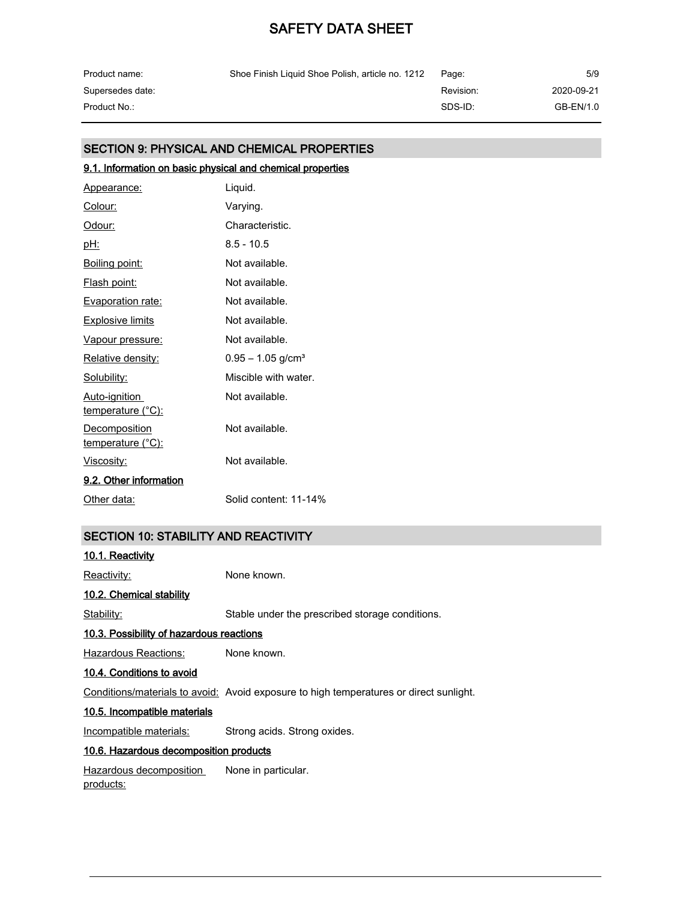## SECTION 9: PHYSICAL AND CHEMICAL PROPERTIES

### 9.1. Information on basic physical and chemical properties

| | |
|---|---|
| Appearance: | Liquid. |
| Colour: | Varying. |
| Odour: | Characteristic. |
| pH: | 8.5 - 10.5 |
| Boiling point: | Not available. |
| Flash point: | Not available. |
| Evaporation rate: | Not available. |
| Explosive limits | Not available. |
| Vapour pressure: | Not available. |
| Relative density: | 0.95 – 1.05 g/cm³ |
| Solubility: | Miscible with water. |
| Auto-ignition temperature (°C): | Not available. |
| Decomposition temperature (°C): | Not available. |
| Viscosity: | Not available. |

### 9.2. Other information

| | |
|---|---|
| Other data: | Solid content: 11-14% |

## SECTION 10: STABILITY AND REACTIVITY

### 10.1. Reactivity

Reactivity: None known.

### 10.2. Chemical stability

Stability: Stable under the prescribed storage conditions.

### 10.3. Possibility of hazardous reactions

Hazardous Reactions: None known.

### 10.4. Conditions to avoid

Conditions/materials to avoid: Avoid exposure to high temperatures or direct sunlight.

### 10.5. Incompatible materials

Incompatible materials: Strong acids. Strong oxides.

### 10.6. Hazardous decomposition products

Hazardous decomposition products: None in particular.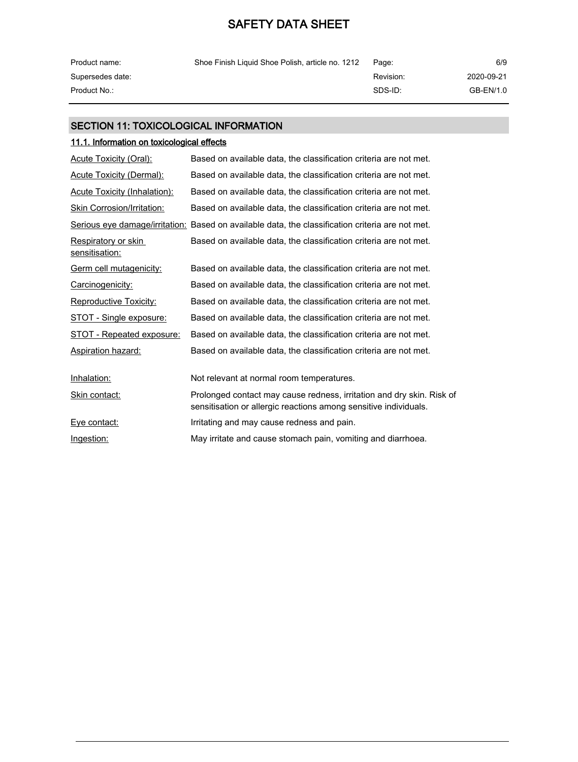## SECTION 11: TOXICOLOGICAL INFORMATION

### 11.1. Information on toxicological effects

| | |
|---|---|
| Acute Toxicity (Oral): | Based on available data, the classification criteria are not met. |
| Acute Toxicity (Dermal): | Based on available data, the classification criteria are not met. |
| Acute Toxicity (Inhalation): | Based on available data, the classification criteria are not met. |
| Skin Corrosion/Irritation: | Based on available data, the classification criteria are not met. |
| Serious eye damage/irritation: | Based on available data, the classification criteria are not met. |
| Respiratory or skin sensitisation: | Based on available data, the classification criteria are not met. |
| Germ cell mutagenicity: | Based on available data, the classification criteria are not met. |
| Carcinogenicity: | Based on available data, the classification criteria are not met. |
| Reproductive Toxicity: | Based on available data, the classification criteria are not met. |
| STOT - Single exposure: | Based on available data, the classification criteria are not met. |
| STOT - Repeated exposure: | Based on available data, the classification criteria are not met. |
| Aspiration hazard: | Based on available data, the classification criteria are not met. |

| | |
|---|---|
| Inhalation: | Not relevant at normal room temperatures. |
| Skin contact: | Prolonged contact may cause redness, irritation and dry skin. Risk of sensitisation or allergic reactions among sensitive individuals. |
| Eye contact: | Irritating and may cause redness and pain. |
| Ingestion: | May irritate and cause stomach pain, vomiting and diarrhoea. |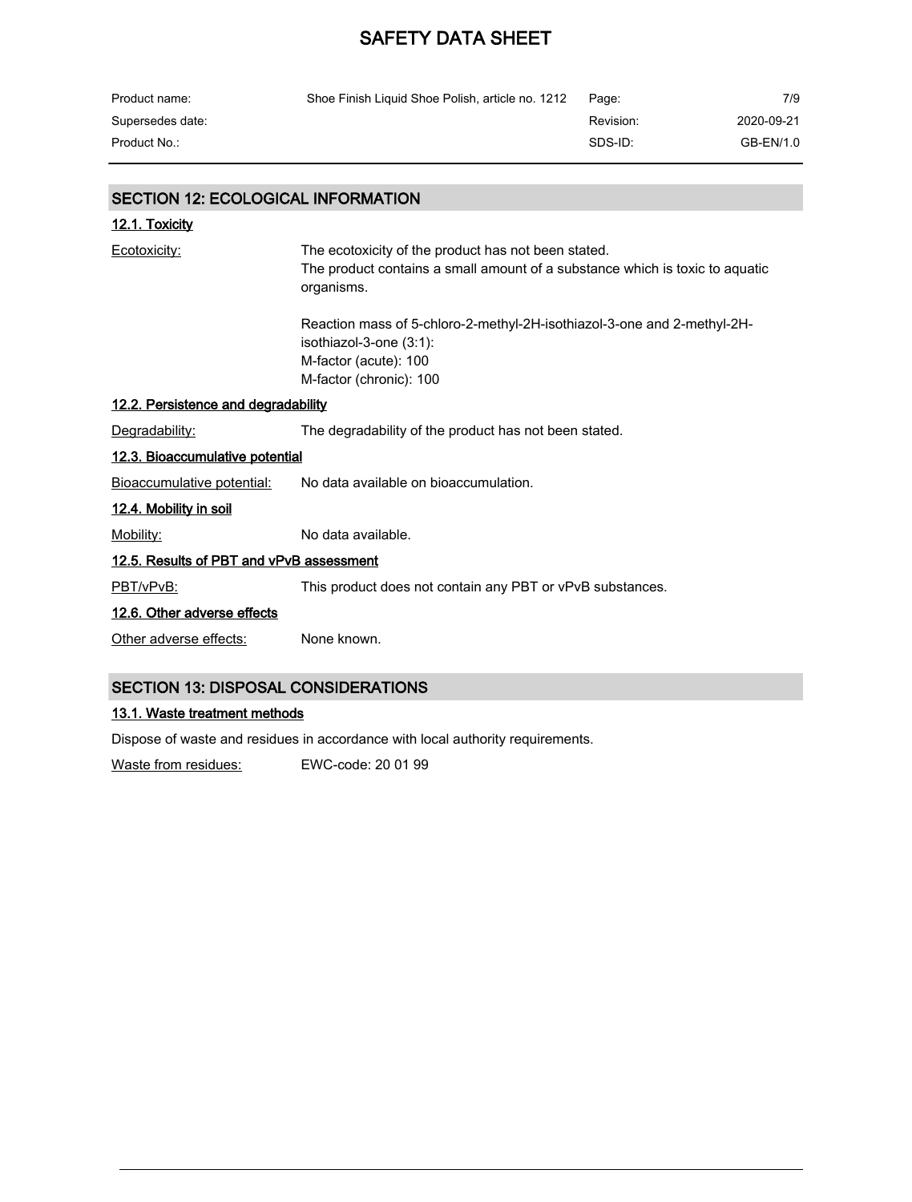## SECTION 12: ECOLOGICAL INFORMATION

### 12.1. Toxicity

Ecotoxicity: The ecotoxicity of the product has not been stated.
The product contains a small amount of a substance which is toxic to aquatic organisms.

Reaction mass of 5-chloro-2-methyl-2H-isothiazol-3-one and 2-methyl-2H-isothiazol-3-one (3:1):
M-factor (acute): 100
M-factor (chronic): 100

### 12.2. Persistence and degradability

Degradability: The degradability of the product has not been stated.

### 12.3. Bioaccumulative potential

Bioaccumulative potential: No data available on bioaccumulation.

### 12.4. Mobility in soil

Mobility: No data available.

### 12.5. Results of PBT and vPvB assessment

PBT/vPvB: This product does not contain any PBT or vPvB substances.

### 12.6. Other adverse effects

Other adverse effects: None known.

## SECTION 13: DISPOSAL CONSIDERATIONS

### 13.1. Waste treatment methods

Dispose of waste and residues in accordance with local authority requirements.

Waste from residues: EWC-code: 20 01 99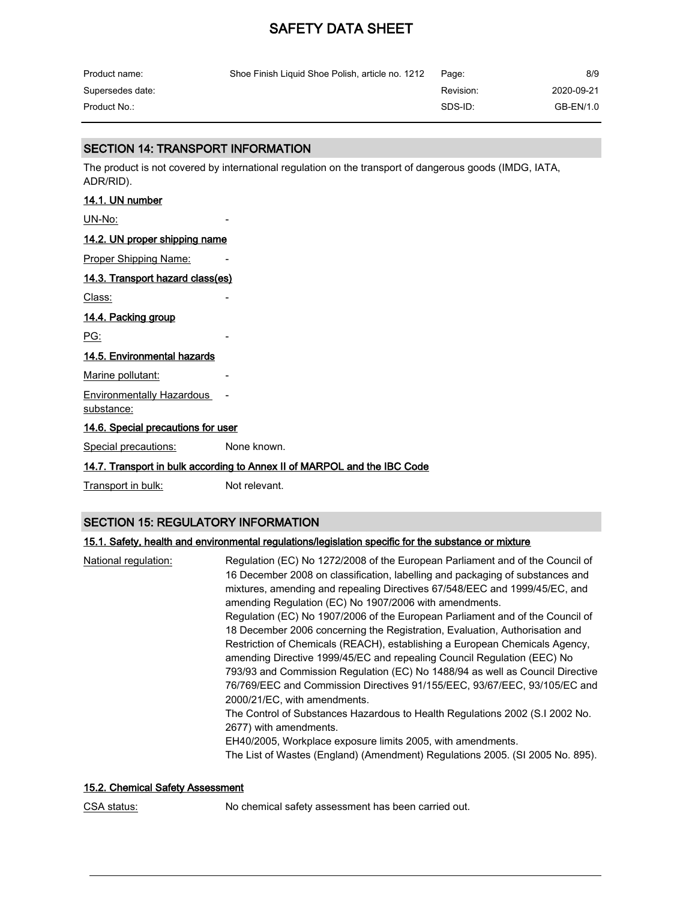## SECTION 14: TRANSPORT INFORMATION

The product is not covered by international regulation on the transport of dangerous goods (IMDG, IATA, ADR/RID).

### 14.1. UN number

UN-No: -

### 14.2. UN proper shipping name

Proper Shipping Name: -

### 14.3. Transport hazard class(es)

Class: -

### 14.4. Packing group

PG: -

### 14.5. Environmental hazards

Marine pollutant: -

Environmentally Hazardous substance: -

### 14.6. Special precautions for user

Special precautions: None known.

### 14.7. Transport in bulk according to Annex II of MARPOL and the IBC Code

Transport in bulk: Not relevant.

## SECTION 15: REGULATORY INFORMATION

### 15.1. Safety, health and environmental regulations/legislation specific for the substance or mixture

National regulation: Regulation (EC) No 1272/2008 of the European Parliament and of the Council of 16 December 2008 on classification, labelling and packaging of substances and mixtures, amending and repealing Directives 67/548/EEC and 1999/45/EC, and amending Regulation (EC) No 1907/2006 with amendments.
Regulation (EC) No 1907/2006 of the European Parliament and of the Council of 18 December 2006 concerning the Registration, Evaluation, Authorisation and Restriction of Chemicals (REACH), establishing a European Chemicals Agency, amending Directive 1999/45/EC and repealing Council Regulation (EEC) No 793/93 and Commission Regulation (EC) No 1488/94 as well as Council Directive 76/769/EEC and Commission Directives 91/155/EEC, 93/67/EEC, 93/105/EC and 2000/21/EC, with amendments.
The Control of Substances Hazardous to Health Regulations 2002 (S.I 2002 No. 2677) with amendments.
EH40/2005, Workplace exposure limits 2005, with amendments.
The List of Wastes (England) (Amendment) Regulations 2005. (SI 2005 No. 895).

### 15.2. Chemical Safety Assessment

CSA status: No chemical safety assessment has been carried out.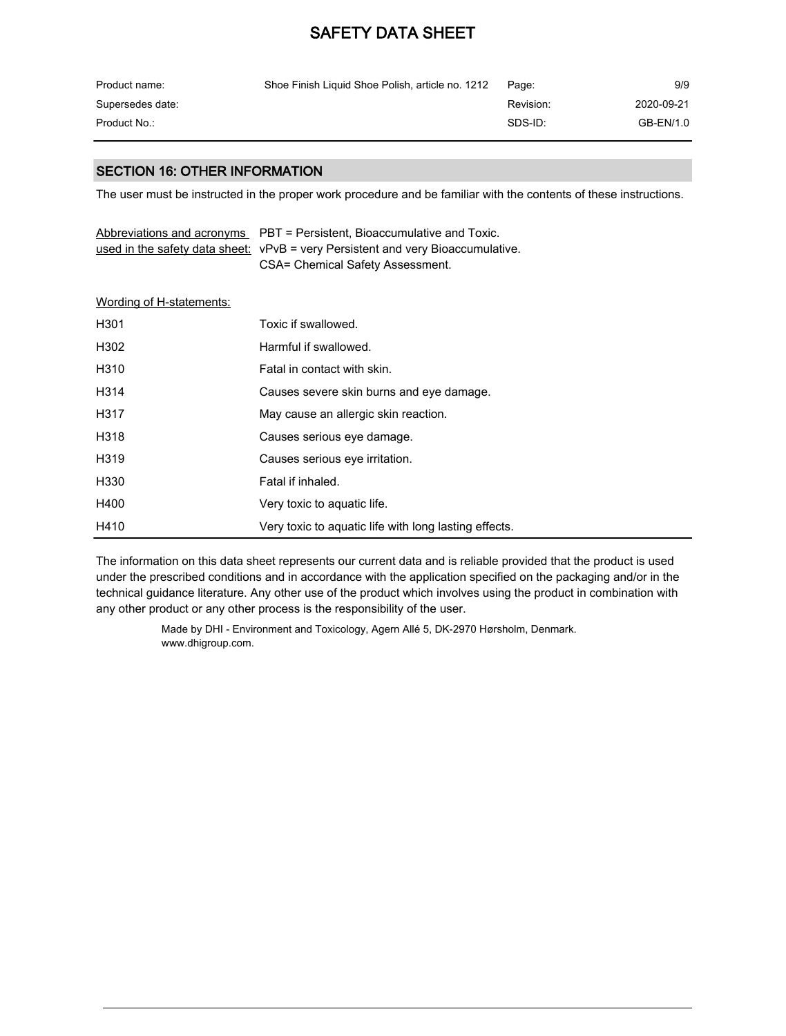## SECTION 16: OTHER INFORMATION

The user must be instructed in the proper work procedure and be familiar with the contents of these instructions.

| | |
|---|---|
| Abbreviations and acronyms used in the safety data sheet: | PBT = Persistent, Bioaccumulative and Toxic.<br>vPvB = very Persistent and very Bioaccumulative.<br>CSA= Chemical Safety Assessment. |

Wording of H-statements:

| | |
|---|---|
| H301 | Toxic if swallowed. |
| H302 | Harmful if swallowed. |
| H310 | Fatal in contact with skin. |
| H314 | Causes severe skin burns and eye damage. |
| H317 | May cause an allergic skin reaction. |
| H318 | Causes serious eye damage. |
| H319 | Causes serious eye irritation. |
| H330 | Fatal if inhaled. |
| H400 | Very toxic to aquatic life. |
| H410 | Very toxic to aquatic life with long lasting effects. |

The information on this data sheet represents our current data and is reliable provided that the product is used under the prescribed conditions and in accordance with the application specified on the packaging and/or in the technical guidance literature. Any other use of the product which involves using the product in combination with any other product or any other process is the responsibility of the user.

Made by DHI - Environment and Toxicology, Agern Allé 5, DK-2970 Hørsholm, Denmark.
www.dhigroup.com.